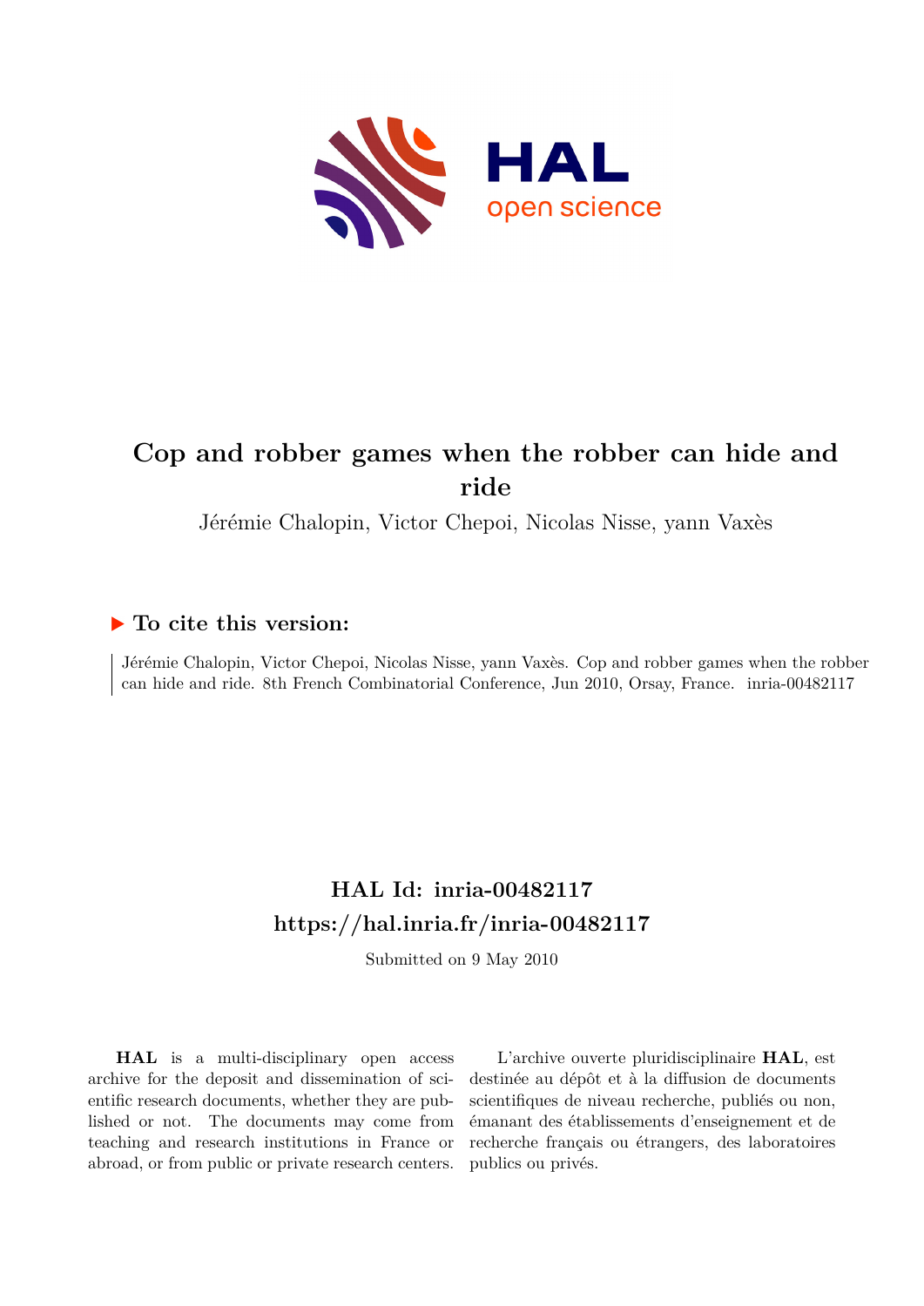# Cop and robber games when the robber can hide and ride

Jérémie Chalopin, Victor Chepoi, Nicolas Nisse, yann Vaxès

## ▶ To cite this version:

Jérémie Chalopin, Victor Chepoi, Nicolas Nisse, yann Vaxès. Cop and robber games when the robber can hide and ride. 8th French Combinatorial Conference, Jun 2010, Orsay, France. inria-00482117

## HAL Id: inria-00482117

## https://hal.inria.fr/inria-00482117

Submitted on 9 May 2010

**HAL** is a multi-disciplinary open access archive for the deposit and dissemination of scientific research documents, whether they are published or not. The documents may come from teaching and research institutions in France or abroad, or from public or private research centers.

L'archive ouverte pluridisciplinaire **HAL**, est destinée au dépôt et à la diffusion de documents scientifiques de niveau recherche, publiés ou non, émanant des établissements d'enseignement et de recherche français ou étrangers, des laboratoires publics ou privés.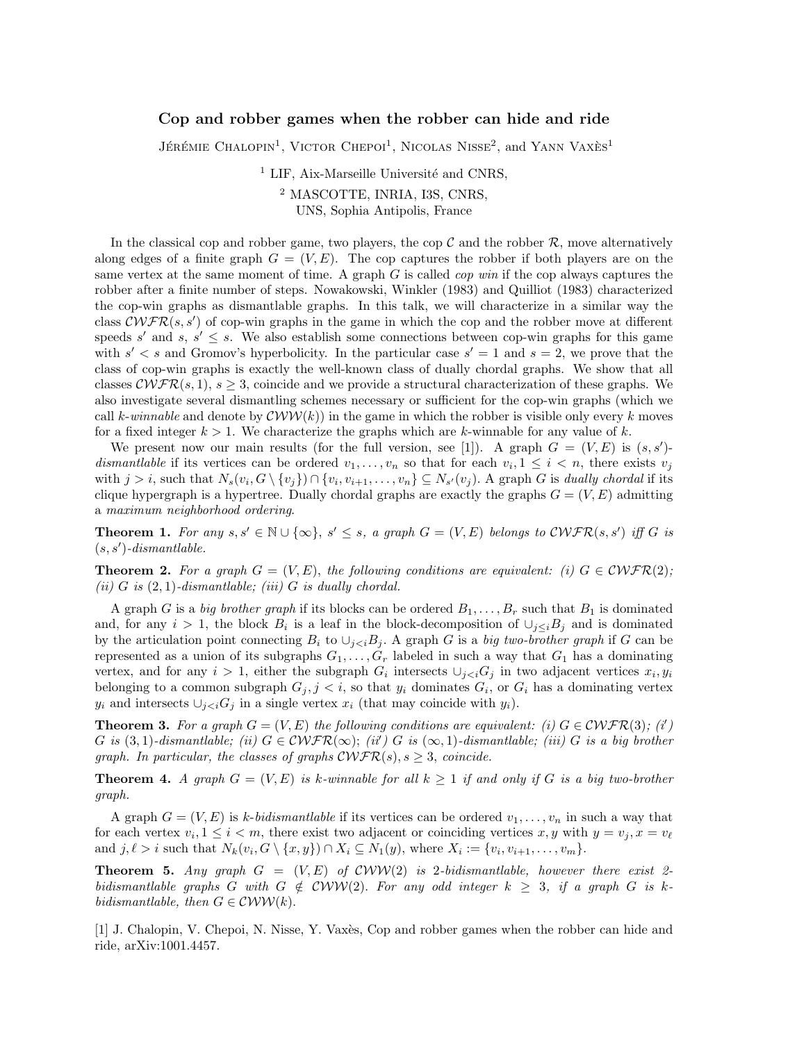# Cop and robber games when the robber can hide and ride

Jérémie Chalopin[1], Victor Chepoi[1], Nicolas Nisse[2], and Yann Vaxès[1]

[1] LIF, Aix-Marseille Université and CNRS,

[2] MASCOTTE, INRIA, I3S, CNRS, UNS, Sophia Antipolis, France

In the classical cop and robber game, two players, the cop $\mathcal{C}$ and the robber $\mathcal{R}$, move alternatively along edges of a finite graph $G = (V, E)$. The cop captures the robber if both players are on the same vertex at the same moment of time. A graph $G$ is called *cop win* if the cop always captures the robber after a finite number of steps. Nowakowski, Winkler (1983) and Quilliot (1983) characterized the cop-win graphs as dismantlable graphs. In this talk, we will characterize in a similar way the class $\mathcal{CWFR}(s, s')$ of cop-win graphs in the game in which the cop and the robber move at different speeds $s'$ and $s$, $s' \leq s$. We also establish some connections between cop-win graphs for this game with $s' < s$ and Gromov's hyperbolicity. In the particular case $s' = 1$ and $s = 2$, we prove that the class of cop-win graphs is exactly the well-known class of dually chordal graphs. We show that all classes $\mathcal{CWFR}(s, 1)$, $s \geq 3$, coincide and we provide a structural characterization of these graphs. We also investigate several dismantling schemes necessary or sufficient for the cop-win graphs (which we call *k-winnable* and denote by $\mathcal{CWW}(k)$) in the game in which the robber is visible only every $k$ moves for a fixed integer $k > 1$. We characterize the graphs which are $k$-winnable for any value of $k$.

We present now our main results (for the full version, see [1]). A graph $G = (V, E)$ is $(s, s')$-*dismantlable* if its vertices can be ordered $v_1, \ldots, v_n$ so that for each $v_i, 1 \leq i < n$, there exists $v_j$ with $j > i$, such that $N_s(v_i, G \setminus \{v_j\}) \cap \{v_i, v_{i+1}, \ldots, v_n\} \subseteq N_{s'}(v_j)$. A graph $G$ is *dually chordal* if its clique hypergraph is a hypertree. Dually chordal graphs are exactly the graphs $G = (V, E)$ admitting a *maximum neighborhood ordering*.

**Theorem 1.** *For any $s, s' \in \mathbb{N} \cup \{\infty\}$, $s' \leq s$, a graph $G = (V, E)$ belongs to $\mathcal{CWFR}(s, s')$ iff $G$ is $(s, s')$-dismantlable.*

**Theorem 2.** *For a graph $G = (V, E)$, the following conditions are equivalent: (i) $G \in \mathcal{CWFR}(2)$; (ii) $G$ is $(2, 1)$-dismantlable; (iii) $G$ is dually chordal.*

A graph $G$ is a *big brother graph* if its blocks can be ordered $B_1, \ldots, B_r$ such that $B_1$ is dominated and, for any $i > 1$, the block $B_i$ is a leaf in the block-decomposition of $\cup_{j \leq i} B_j$ and is dominated by the articulation point connecting $B_i$ to $\cup_{j<i} B_j$. A graph $G$ is a *big two-brother graph* if $G$ can be represented as a union of its subgraphs $G_1, \ldots, G_r$ labeled in such a way that $G_1$ has a dominating vertex, and for any $i > 1$, either the subgraph $G_i$ intersects $\cup_{j<i} G_j$ in two adjacent vertices $x_i, y_i$ belonging to a common subgraph $G_j, j < i$, so that $y_i$ dominates $G_i$, or $G_i$ has a dominating vertex $y_i$ and intersects $\cup_{j<i} G_j$ in a single vertex $x_i$ (that may coincide with $y_i$).

**Theorem 3.** *For a graph $G = (V, E)$ the following conditions are equivalent: (i) $G \in \mathcal{CWFR}(3)$; (i') $G$ is $(3, 1)$-dismantlable; (ii) $G \in \mathcal{CWFR}(\infty)$; (ii') $G$ is $(\infty, 1)$-dismantlable; (iii) $G$ is a big brother graph. In particular, the classes of graphs $\mathcal{CWFR}(s), s \geq 3$, coincide.*

**Theorem 4.** *A graph $G = (V, E)$ is $k$-winnable for all $k \geq 1$ if and only if $G$ is a big two-brother graph.*

A graph $G = (V, E)$ is $k$-*bidismantlable* if its vertices can be ordered $v_1, \ldots, v_n$ in such a way that for each vertex $v_i, 1 \leq i < m$, there exist two adjacent or coinciding vertices $x, y$ with $y = v_j, x = v_\ell$ and $j, \ell > i$ such that $N_k(v_i, G \setminus \{x, y\}) \cap X_i \subseteq N_1(y)$, where $X_i := \{v_i, v_{i+1}, \ldots, v_m\}$.

**Theorem 5.** *Any graph $G = (V, E)$ of $\mathcal{CWW}(2)$ is 2-bidismantlable, however there exist 2-bidismantlable graphs $G$ with $G \notin \mathcal{CWW}(2)$. For any odd integer $k \geq 3$, if a graph $G$ is $k$-bidismantlable, then $G \in \mathcal{CWW}(k)$.*

[1] J. Chalopin, V. Chepoi, N. Nisse, Y. Vaxès, Cop and robber games when the robber can hide and ride, arXiv:1001.4457.